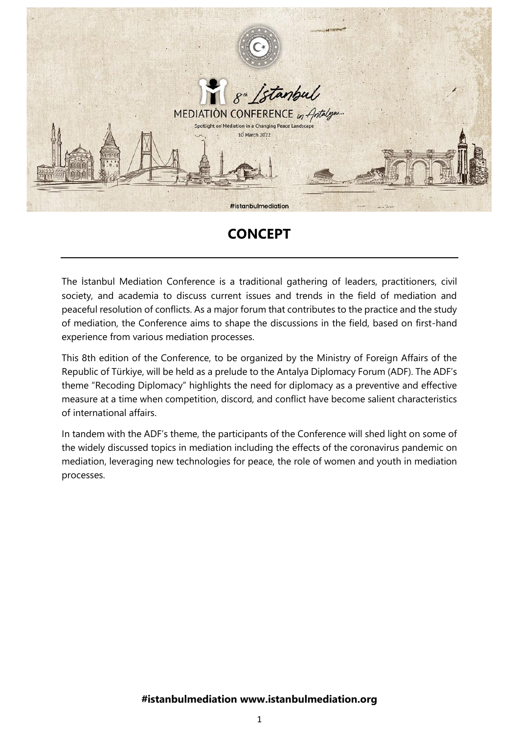# 8th İstanbul MEDIATION CONFERENCE in Antalya...

Spotlight on Mediation in a Changing Peace Landscape

10 March 2022

#istanbulmediation

## CONCEPT

The İstanbul Mediation Conference is a traditional gathering of leaders, practitioners, civil society, and academia to discuss current issues and trends in the field of mediation and peaceful resolution of conflicts. As a major forum that contributes to the practice and the study of mediation, the Conference aims to shape the discussions in the field, based on first-hand experience from various mediation processes.

This 8th edition of the Conference, to be organized by the Ministry of Foreign Affairs of the Republic of Türkiye, will be held as a prelude to the Antalya Diplomacy Forum (ADF). The ADF's theme "Recoding Diplomacy" highlights the need for diplomacy as a preventive and effective measure at a time when competition, discord, and conflict have become salient characteristics of international affairs.

In tandem with the ADF's theme, the participants of the Conference will shed light on some of the widely discussed topics in mediation including the effects of the coronavirus pandemic on mediation, leveraging new technologies for peace, the role of women and youth in mediation processes.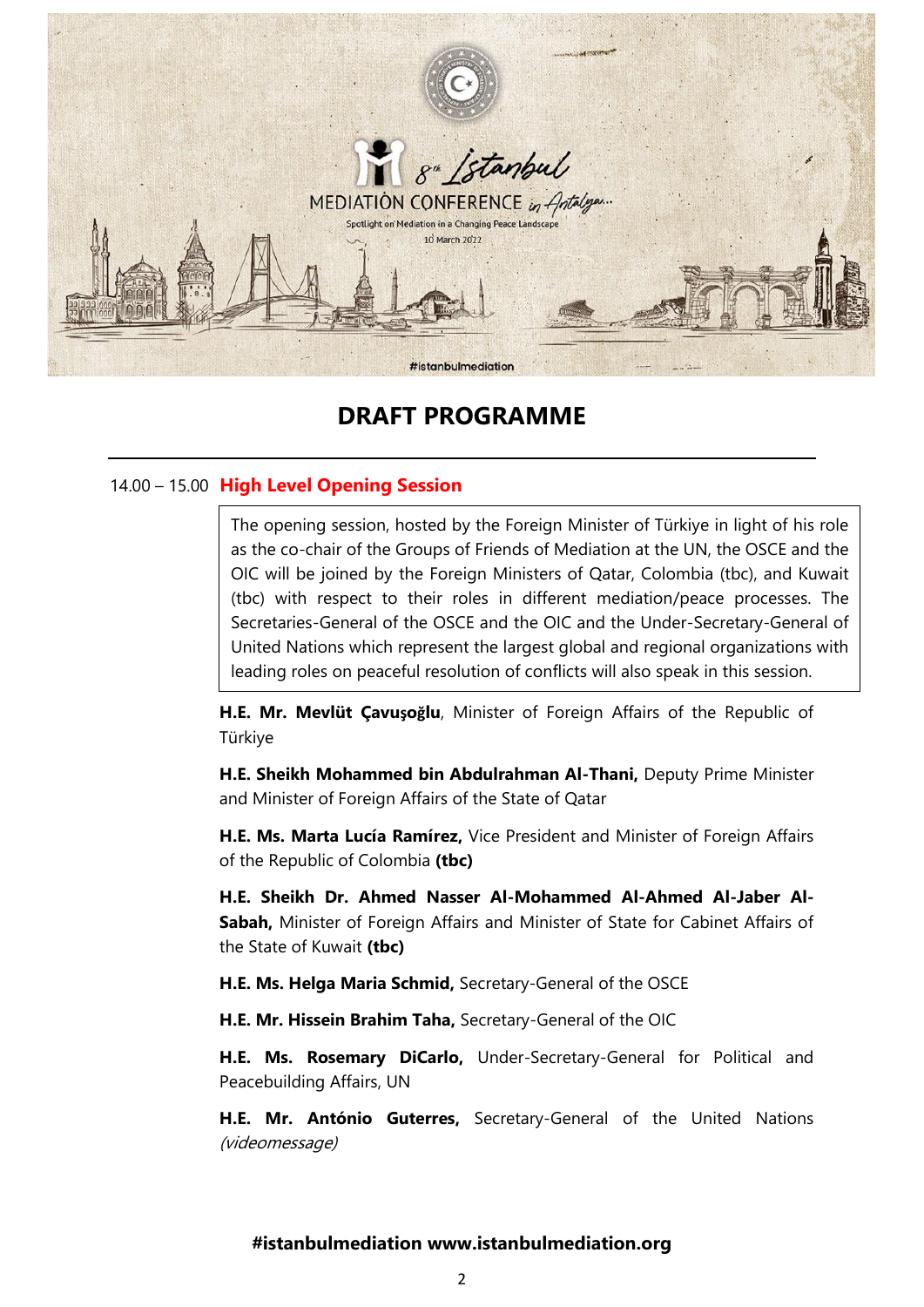8th Istanbul MEDIATION CONFERENCE in Antalya...

Spotlight on Mediation in a Changing Peace Landscape

10 March 2022

#istanbulmediation

# DRAFT PROGRAMME

---

14.00 – 15.00 **High Level Opening Session**

The opening session, hosted by the Foreign Minister of Türkiye in light of his role as the co-chair of the Groups of Friends of Mediation at the UN, the OSCE and the OIC will be joined by the Foreign Ministers of Qatar, Colombia (tbc), and Kuwait (tbc) with respect to their roles in different mediation/peace processes. The Secretaries-General of the OSCE and the OIC and the Under-Secretary-General of United Nations which represent the largest global and regional organizations with leading roles on peaceful resolution of conflicts will also speak in this session.

**H.E. Mr. Mevlüt Çavuşoğlu**, Minister of Foreign Affairs of the Republic of Türkiye

**H.E. Sheikh Mohammed bin Abdulrahman Al-Thani,** Deputy Prime Minister and Minister of Foreign Affairs of the State of Qatar

**H.E. Ms. Marta Lucía Ramírez,** Vice President and Minister of Foreign Affairs of the Republic of Colombia **(tbc)**

**H.E. Sheikh Dr. Ahmed Nasser Al-Mohammed Al-Ahmed Al-Jaber Al-Sabah,** Minister of Foreign Affairs and Minister of State for Cabinet Affairs of the State of Kuwait **(tbc)**

**H.E. Ms. Helga Maria Schmid,** Secretary-General of the OSCE

**H.E. Mr. Hissein Brahim Taha,** Secretary-General of the OIC

**H.E. Ms. Rosemary DiCarlo,** Under-Secretary-General for Political and Peacebuilding Affairs, UN

**H.E. Mr. António Guterres,** Secretary-General of the United Nations *(videomessage)*

**#istanbulmediation www.istanbulmediation.org**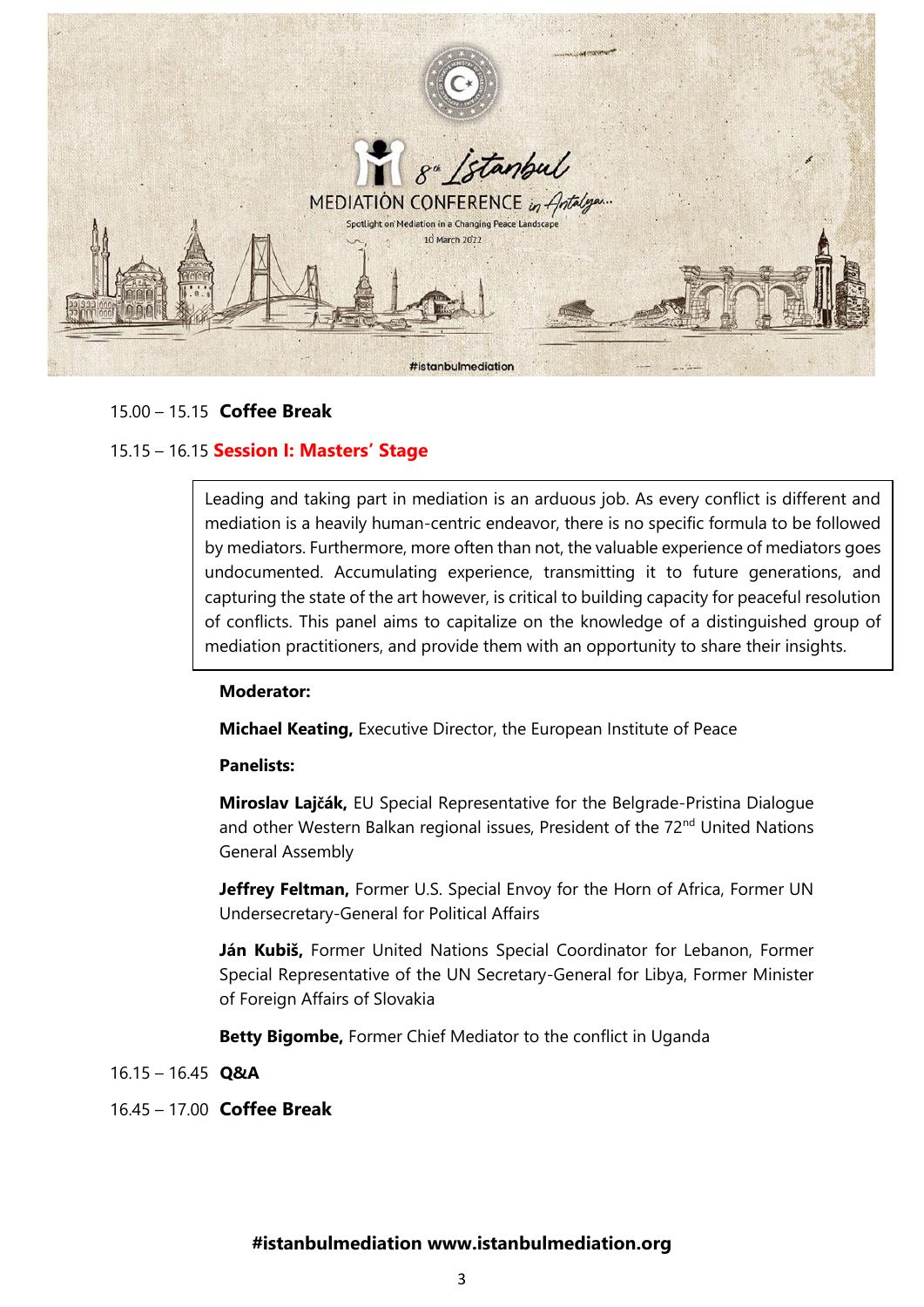15.00 – 15.15 **Coffee Break**

15.15 – 16.15 **Session I: Masters' Stage**

Leading and taking part in mediation is an arduous job. As every conflict is different and mediation is a heavily human-centric endeavor, there is no specific formula to be followed by mediators. Furthermore, more often than not, the valuable experience of mediators goes undocumented. Accumulating experience, transmitting it to future generations, and capturing the state of the art however, is critical to building capacity for peaceful resolution of conflicts. This panel aims to capitalize on the knowledge of a distinguished group of mediation practitioners, and provide them with an opportunity to share their insights.

**Moderator:**

**Michael Keating,** Executive Director, the European Institute of Peace

**Panelists:**

**Miroslav Lajčák,** EU Special Representative for the Belgrade-Pristina Dialogue and other Western Balkan regional issues, President of the 72nd United Nations General Assembly

**Jeffrey Feltman,** Former U.S. Special Envoy for the Horn of Africa, Former UN Undersecretary-General for Political Affairs

**Ján Kubiš,** Former United Nations Special Coordinator for Lebanon, Former Special Representative of the UN Secretary-General for Libya, Former Minister of Foreign Affairs of Slovakia

**Betty Bigombe,** Former Chief Mediator to the conflict in Uganda

16.15 – 16.45 **Q&A**

16.45 – 17.00 **Coffee Break**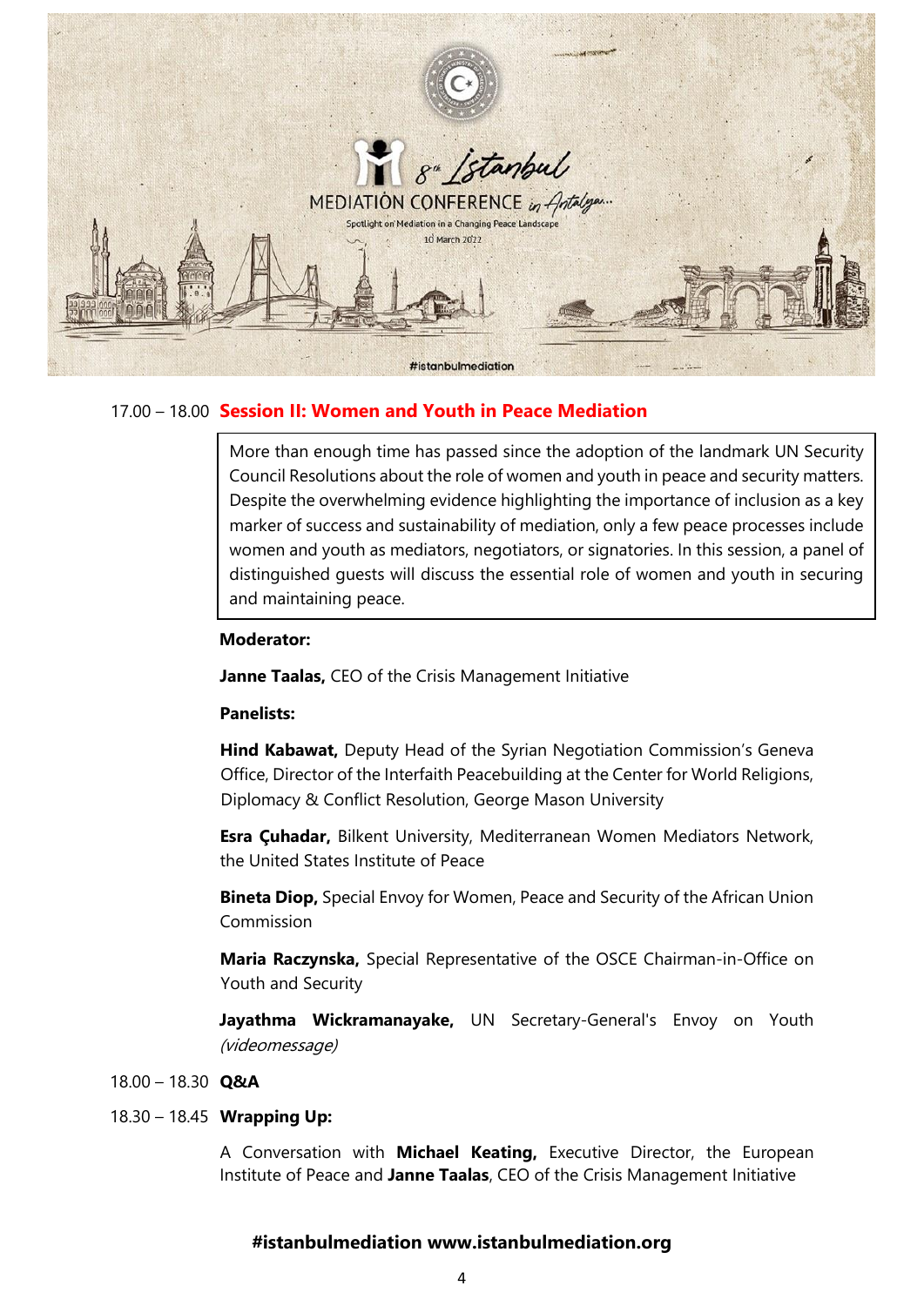17.00 – 18.00 **Session II: Women and Youth in Peace Mediation**

More than enough time has passed since the adoption of the landmark UN Security Council Resolutions about the role of women and youth in peace and security matters. Despite the overwhelming evidence highlighting the importance of inclusion as a key marker of success and sustainability of mediation, only a few peace processes include women and youth as mediators, negotiators, or signatories. In this session, a panel of distinguished guests will discuss the essential role of women and youth in securing and maintaining peace.

**Moderator:**

**Janne Taalas,** CEO of the Crisis Management Initiative

**Panelists:**

**Hind Kabawat,** Deputy Head of the Syrian Negotiation Commission's Geneva Office, Director of the Interfaith Peacebuilding at the Center for World Religions, Diplomacy & Conflict Resolution, George Mason University

**Esra Çuhadar,** Bilkent University, Mediterranean Women Mediators Network, the United States Institute of Peace

**Bineta Diop,** Special Envoy for Women, Peace and Security of the African Union Commission

**Maria Raczynska,** Special Representative of the OSCE Chairman-in-Office on Youth and Security

**Jayathma Wickramanayake,** UN Secretary-General's Envoy on Youth *(videomessage)*

18.00 – 18.30 **Q&A**

18.30 – 18.45 **Wrapping Up:**

A Conversation with **Michael Keating,** Executive Director, the European Institute of Peace and **Janne Taalas**, CEO of the Crisis Management Initiative

**#istanbulmediation www.istanbulmediation.org**